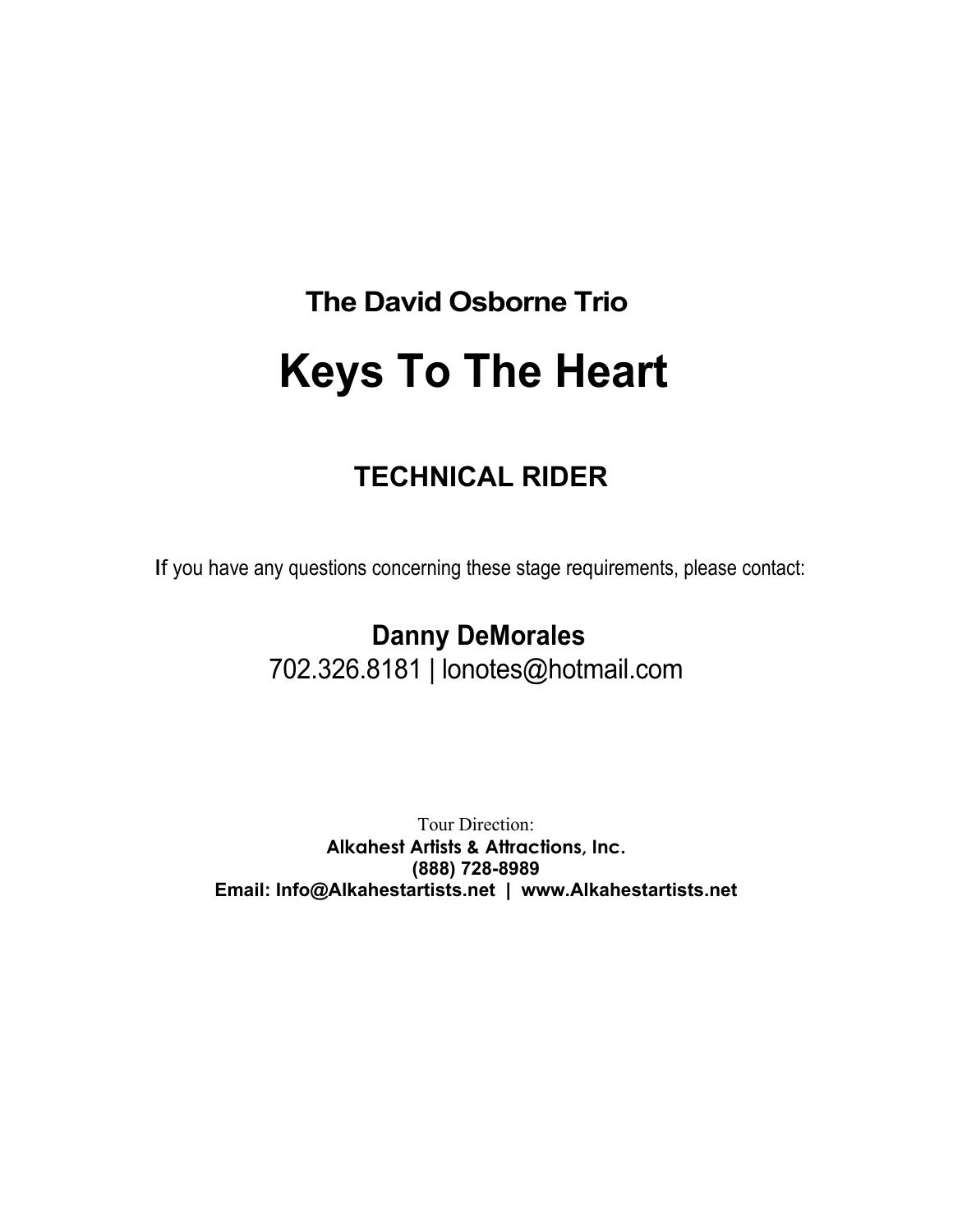**The David Osborne Trio**

# Keys To The Heart

## TECHNICAL RIDER

If you have any questions concerning these stage requirements, please contact:

**Danny DeMorales**
702.326.8181 | lonotes@hotmail.com

Tour Direction:
**Alkahest Artists & Attractions, Inc.**
**(888) 728-8989**
**Email: Info@Alkahestartists.net | www.Alkahestartists.net**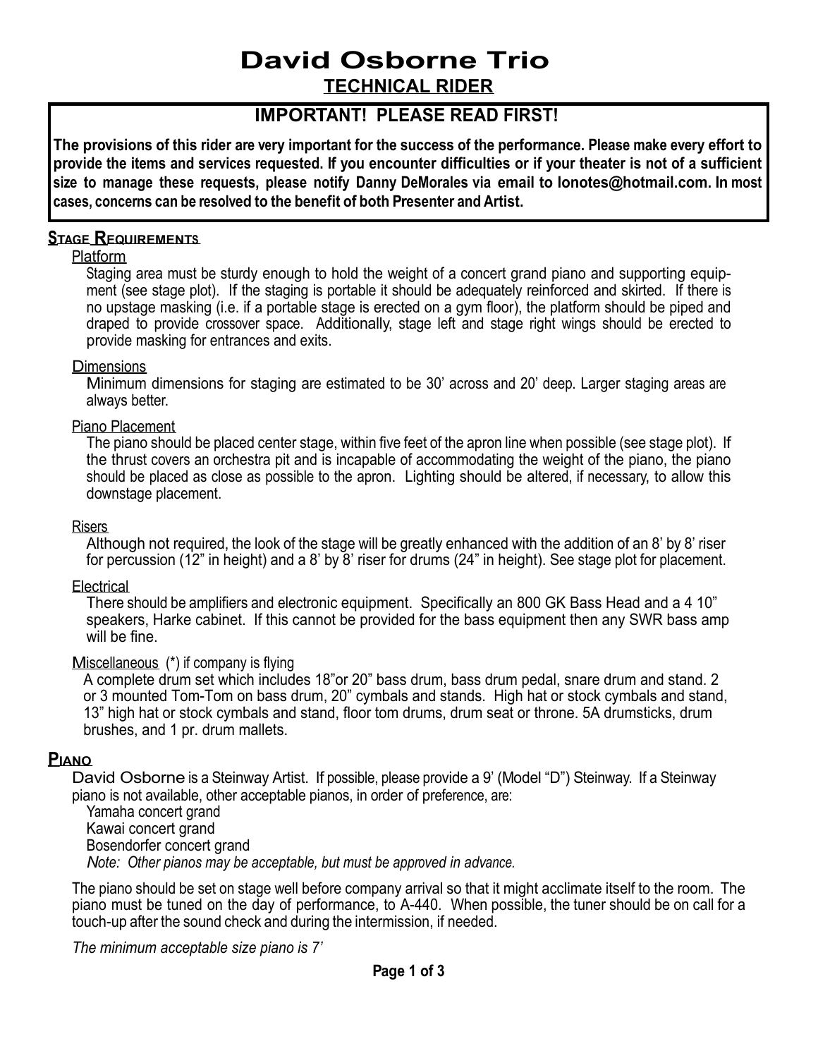# David Osborne Trio

## TECHNICAL RIDER

### IMPORTANT! PLEASE READ FIRST!

**The provisions of this rider are very important for the success of the performance. Please make every effort to provide the items and services requested. If you encounter difficulties or if your theater is not of a sufficient size to manage these requests, please notify Danny DeMorales via email to lonotes@hotmail.com. In most cases, concerns can be resolved to the benefit of both Presenter and Artist.**

## Stage Requirements

### Platform

Staging area must be sturdy enough to hold the weight of a concert grand piano and supporting equipment (see stage plot). If the staging is portable it should be adequately reinforced and skirted. If there is no upstage masking (i.e. if a portable stage is erected on a gym floor), the platform should be piped and draped to provide crossover space. Additionally, stage left and stage right wings should be erected to provide masking for entrances and exits.

### Dimensions

Minimum dimensions for staging are estimated to be 30' across and 20' deep. Larger staging areas are always better.

### Piano Placement

The piano should be placed center stage, within five feet of the apron line when possible (see stage plot). If the thrust covers an orchestra pit and is incapable of accommodating the weight of the piano, the piano should be placed as close as possible to the apron. Lighting should be altered, if necessary, to allow this downstage placement.

### Risers

Although not required, the look of the stage will be greatly enhanced with the addition of an 8' by 8' riser for percussion (12" in height) and a 8' by 8' riser for drums (24" in height). See stage plot for placement.

### Electrical

There should be amplifiers and electronic equipment. Specifically an 800 GK Bass Head and a 4 10" speakers, Harke cabinet. If this cannot be provided for the bass equipment then any SWR bass amp will be fine.

### Miscellaneous (*) if company is flying

A complete drum set which includes 18"or 20" bass drum, bass drum pedal, snare drum and stand. 2 or 3 mounted Tom-Tom on bass drum, 20" cymbals and stands. High hat or stock cymbals and stand, 13" high hat or stock cymbals and stand, floor tom drums, drum seat or throne. 5A drumsticks, drum brushes, and 1 pr. drum mallets.

## Piano

David Osborne is a Steinway Artist. If possible, please provide a 9' (Model "D") Steinway. If a Steinway piano is not available, other acceptable pianos, in order of preference, are:

Yamaha concert grand
Kawai concert grand
Bosendorfer concert grand
*Note: Other pianos may be acceptable, but must be approved in advance.*

The piano should be set on stage well before company arrival so that it might acclimate itself to the room. The piano must be tuned on the day of performance, to A-440. When possible, the tuner should be on call for a touch-up after the sound check and during the intermission, if needed.

*The minimum acceptable size piano is 7'*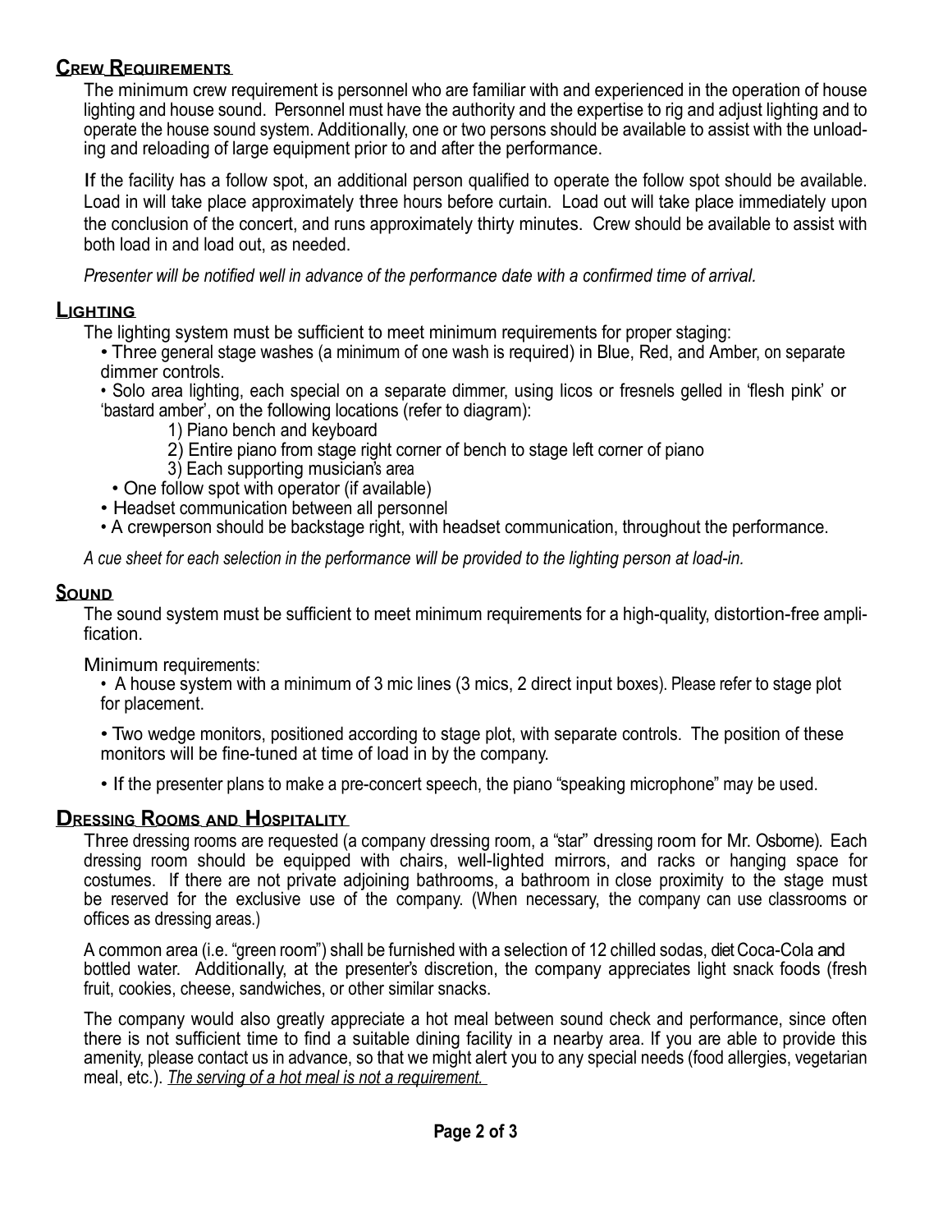## Crew Requirements

The minimum crew requirement is personnel who are familiar with and experienced in the operation of house lighting and house sound. Personnel must have the authority and the expertise to rig and adjust lighting and to operate the house sound system. Additionally, one or two persons should be available to assist with the unloading and reloading of large equipment prior to and after the performance.

If the facility has a follow spot, an additional person qualified to operate the follow spot should be available. Load in will take place approximately three hours before curtain. Load out will take place immediately upon the conclusion of the concert, and runs approximately thirty minutes. Crew should be available to assist with both load in and load out, as needed.

*Presenter will be notified well in advance of the performance date with a confirmed time of arrival.*

## Lighting

The lighting system must be sufficient to meet minimum requirements for proper staging:

- Three general stage washes (a minimum of one wash is required) in Blue, Red, and Amber, on separate dimmer controls.
- Solo area lighting, each special on a separate dimmer, using licos or fresnels gelled in 'flesh pink' or 'bastard amber', on the following locations (refer to diagram):
    1) Piano bench and keyboard
    2) Entire piano from stage right corner of bench to stage left corner of piano
    3) Each supporting musician's area
- One follow spot with operator (if available)
- Headset communication between all personnel
- A crewperson should be backstage right, with headset communication, throughout the performance.

*A cue sheet for each selection in the performance will be provided to the lighting person at load-in.*

## Sound

The sound system must be sufficient to meet minimum requirements for a high-quality, distortion-free amplification.

Minimum requirements:

- A house system with a minimum of 3 mic lines (3 mics, 2 direct input boxes). Please refer to stage plot for placement.
- Two wedge monitors, positioned according to stage plot, with separate controls. The position of these monitors will be fine-tuned at time of load in by the company.
- If the presenter plans to make a pre-concert speech, the piano "speaking microphone" may be used.

## Dressing Rooms and Hospitality

Three dressing rooms are requested (a company dressing room, a "star" dressing room for Mr. Osborne). Each dressing room should be equipped with chairs, well-lighted mirrors, and racks or hanging space for costumes. If there are not private adjoining bathrooms, a bathroom in close proximity to the stage must be reserved for the exclusive use of the company. (When necessary, the company can use classrooms or offices as dressing areas.)

A common area (i.e. "green room") shall be furnished with a selection of 12 chilled sodas, diet Coca-Cola and bottled water. Additionally, at the presenter's discretion, the company appreciates light snack foods (fresh fruit, cookies, cheese, sandwiches, or other similar snacks.

The company would also greatly appreciate a hot meal between sound check and performance, since often there is not sufficient time to find a suitable dining facility in a nearby area. If you are able to provide this amenity, please contact us in advance, so that we might alert you to any special needs (food allergies, vegetarian meal, etc.). *The serving of a hot meal is not a requirement.*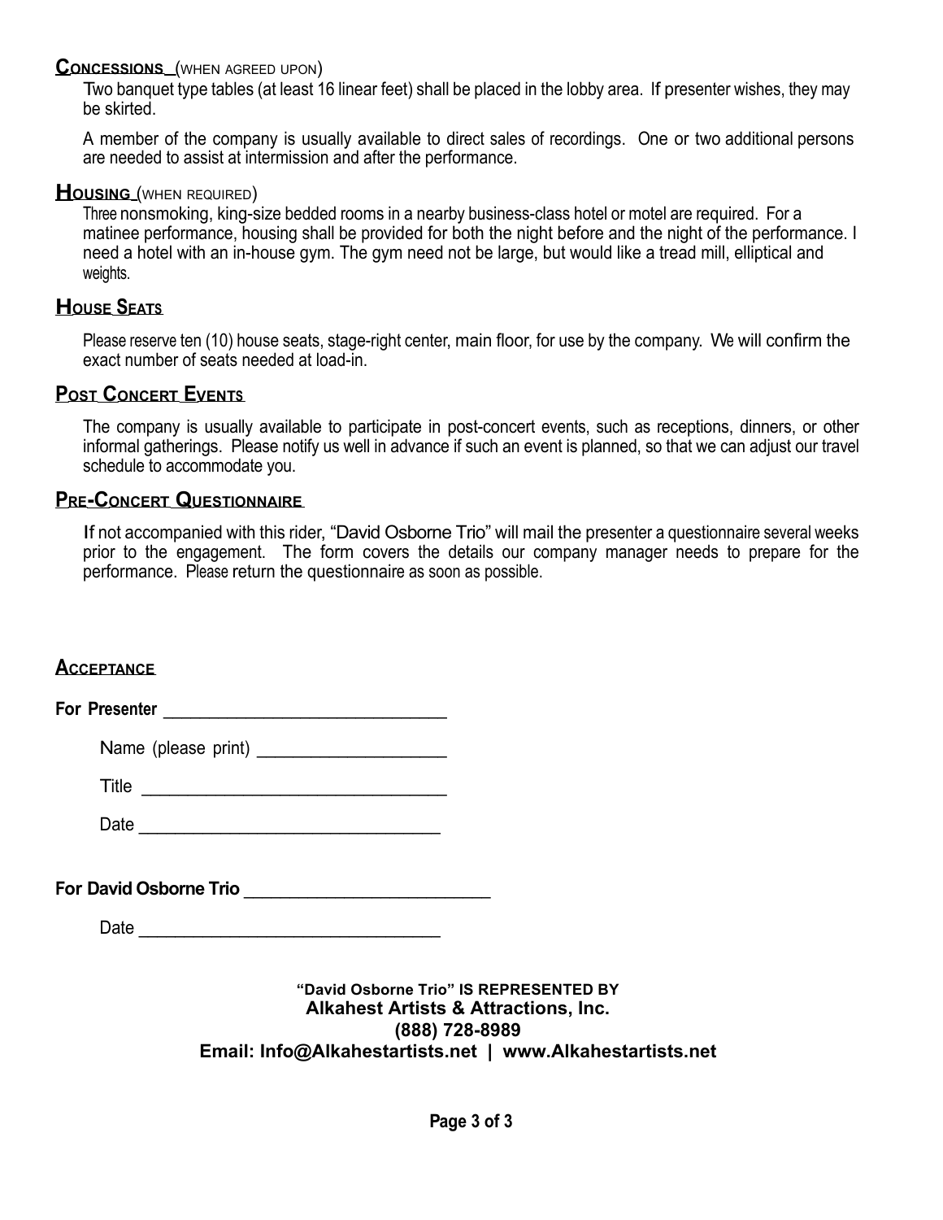## CONCESSIONS (WHEN AGREED UPON)

Two banquet type tables (at least 16 linear feet) shall be placed in the lobby area. If presenter wishes, they may be skirted.

A member of the company is usually available to direct sales of recordings. One or two additional persons are needed to assist at intermission and after the performance.

## HOUSING (WHEN REQUIRED)

Three nonsmoking, king-size bedded rooms in a nearby business-class hotel or motel are required. For a matinee performance, housing shall be provided for both the night before and the night of the performance. I need a hotel with an in-house gym. The gym need not be large, but would like a tread mill, elliptical and weights.

## HOUSE SEATS

Please reserve ten (10) house seats, stage-right center, main floor, for use by the company. We will confirm the exact number of seats needed at load-in.

## POST CONCERT EVENTS

The company is usually available to participate in post-concert events, such as receptions, dinners, or other informal gatherings. Please notify us well in advance if such an event is planned, so that we can adjust our travel schedule to accommodate you.

## PRE-CONCERT QUESTIONNAIRE

If not accompanied with this rider, "David Osborne Trio" will mail the presenter a questionnaire several weeks prior to the engagement. The form covers the details our company manager needs to prepare for the performance. Please return the questionnaire as soon as possible.

## ACCEPTANCE

**For Presenter** ______________________________

Name (please print) ___________________

Title ______________________________

Date ______________________________

**For David Osborne Trio** ________________________

Date ______________________________

**"David Osborne Trio" IS REPRESENTED BY**
**Alkahest Artists & Attractions, Inc.**
**(888) 728-8989**
**Email: Info@Alkahestartists.net | www.Alkahestartists.net**